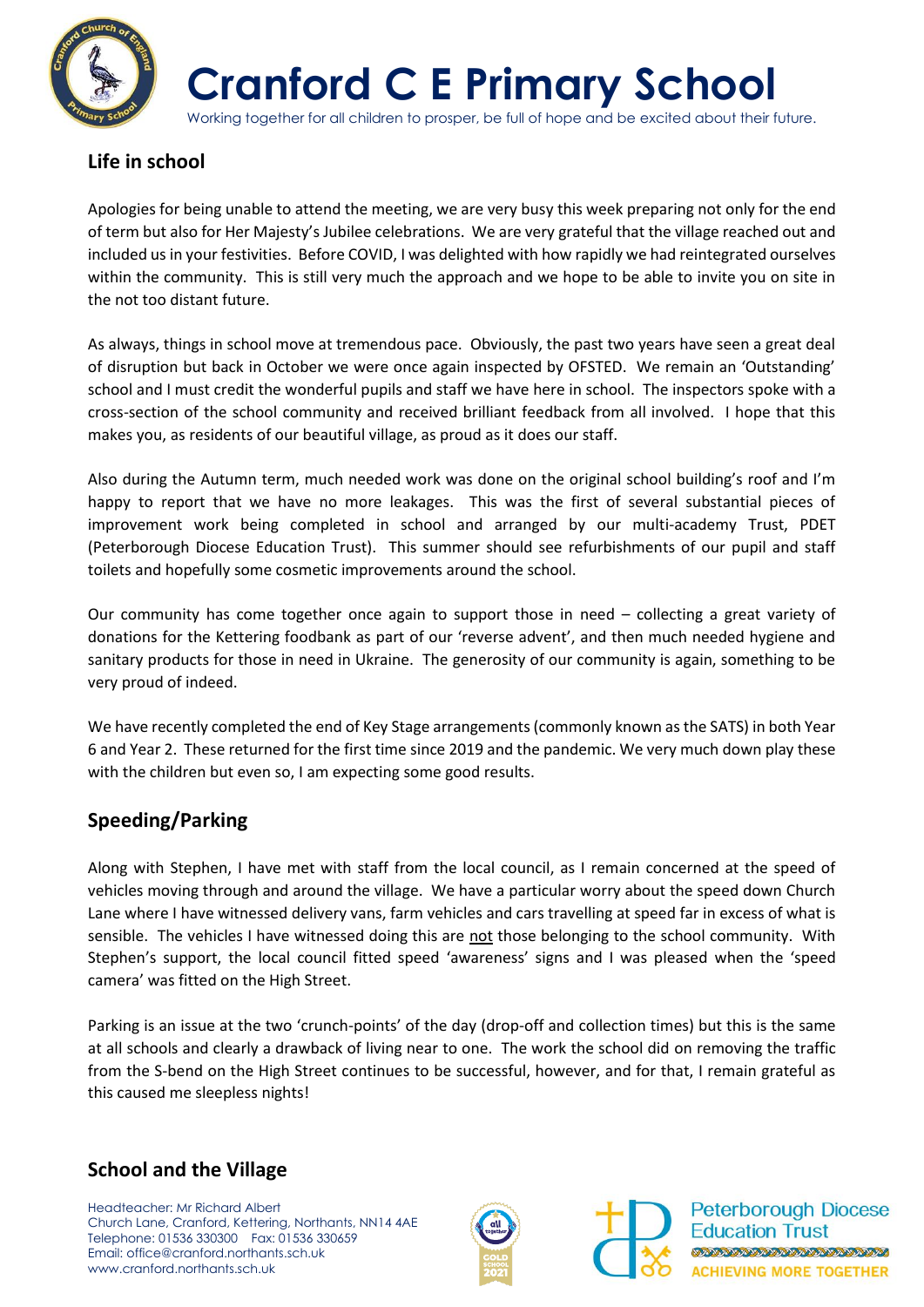# Cranford C E Primary School

Working together for all children to prosper, be full of hope and be excited about their future.

## Life in school

Apologies for being unable to attend the meeting, we are very busy this week preparing not only for the end of term but also for Her Majesty's Jubilee celebrations. We are very grateful that the village reached out and included us in your festivities. Before COVID, I was delighted with how rapidly we had reintegrated ourselves within the community. This is still very much the approach and we hope to be able to invite you on site in the not too distant future.

As always, things in school move at tremendous pace. Obviously, the past two years have seen a great deal of disruption but back in October we were once again inspected by OFSTED. We remain an 'Outstanding' school and I must credit the wonderful pupils and staff we have here in school. The inspectors spoke with a cross-section of the school community and received brilliant feedback from all involved. I hope that this makes you, as residents of our beautiful village, as proud as it does our staff.

Also during the Autumn term, much needed work was done on the original school building's roof and I'm happy to report that we have no more leakages. This was the first of several substantial pieces of improvement work being completed in school and arranged by our multi-academy Trust, PDET (Peterborough Diocese Education Trust). This summer should see refurbishments of our pupil and staff toilets and hopefully some cosmetic improvements around the school.

Our community has come together once again to support those in need – collecting a great variety of donations for the Kettering foodbank as part of our 'reverse advent', and then much needed hygiene and sanitary products for those in need in Ukraine. The generosity of our community is again, something to be very proud of indeed.

We have recently completed the end of Key Stage arrangements (commonly known as the SATS) in both Year 6 and Year 2. These returned for the first time since 2019 and the pandemic. We very much down play these with the children but even so, I am expecting some good results.

## Speeding/Parking

Along with Stephen, I have met with staff from the local council, as I remain concerned at the speed of vehicles moving through and around the village. We have a particular worry about the speed down Church Lane where I have witnessed delivery vans, farm vehicles and cars travelling at speed far in excess of what is sensible. The vehicles I have witnessed doing this are <u>not</u> those belonging to the school community. With Stephen's support, the local council fitted speed 'awareness' signs and I was pleased when the 'speed camera' was fitted on the High Street.

Parking is an issue at the two 'crunch-points' of the day (drop-off and collection times) but this is the same at all schools and clearly a drawback of living near to one. The work the school did on removing the traffic from the S-bend on the High Street continues to be successful, however, and for that, I remain grateful as this caused me sleepless nights!

## School and the Village

Headteacher: Mr Richard Albert
Church Lane, Cranford, Kettering, Northants, NN14 4AE
Telephone: 01536 330300 Fax: 01536 330659
Email: office@cranford.northants.sch.uk
www.cranford.northants.sch.uk

Peterborough Diocese Education Trust
ACHIEVING MORE TOGETHER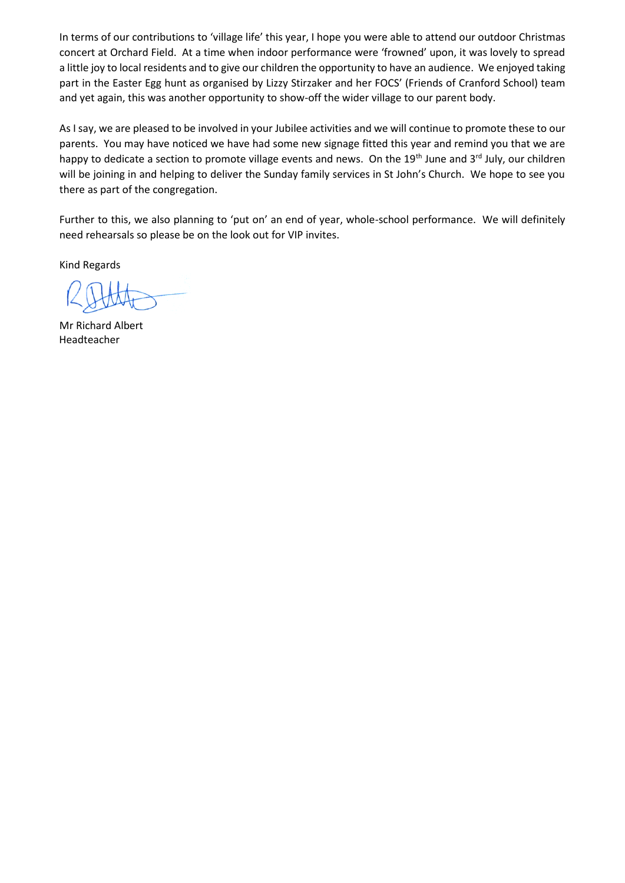In terms of our contributions to 'village life' this year, I hope you were able to attend our outdoor Christmas concert at Orchard Field. At a time when indoor performance were 'frowned' upon, it was lovely to spread a little joy to local residents and to give our children the opportunity to have an audience. We enjoyed taking part in the Easter Egg hunt as organised by Lizzy Stirzaker and her FOCS' (Friends of Cranford School) team and yet again, this was another opportunity to show-off the wider village to our parent body.

As I say, we are pleased to be involved in your Jubilee activities and we will continue to promote these to our parents. You may have noticed we have had some new signage fitted this year and remind you that we are happy to dedicate a section to promote village events and news. On the 19th June and 3rd July, our children will be joining in and helping to deliver the Sunday family services in St John's Church. We hope to see you there as part of the congregation.

Further to this, we also planning to 'put on' an end of year, whole-school performance. We will definitely need rehearsals so please be on the look out for VIP invites.

Kind Regards

Mr Richard Albert
Headteacher